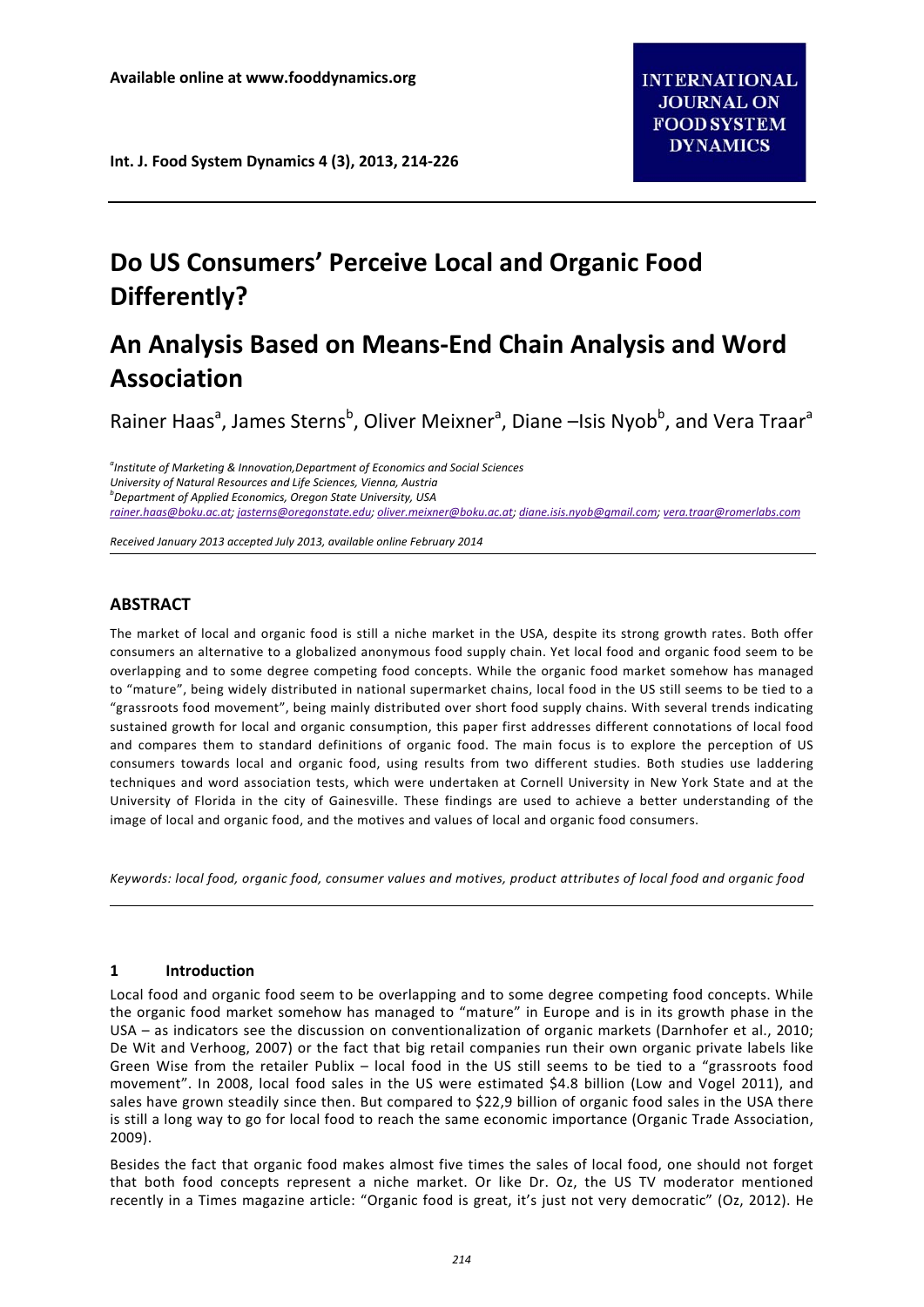# Do US Consumers' Perceive Local and Organic Food Differently?

# An Analysis Based on Means-End Chain Analysis and Word Association

Rainer Haas[a], James Sterns[b], Oliver Meixner[a], Diane –Isis Nyob[b], and Vera Traar[a]

[a]*Institute of Marketing & Innovation,Department of Economics and Social Sciences*
*University of Natural Resources and Life Sciences, Vienna, Austria*
[b]*Department of Applied Economics, Oregon State University, USA*
*rainer.haas@boku.ac.at; jasterns@oregonstate.edu; oliver.meixner@boku.ac.at; diane.isis.nyob@gmail.com; vera.traar@romerlabs.com*

*Received January 2013 accepted July 2013, available online February 2014*

## ABSTRACT

The market of local and organic food is still a niche market in the USA, despite its strong growth rates. Both offer consumers an alternative to a globalized anonymous food supply chain. Yet local food and organic food seem to be overlapping and to some degree competing food concepts. While the organic food market somehow has managed to "mature", being widely distributed in national supermarket chains, local food in the US still seems to be tied to a "grassroots food movement", being mainly distributed over short food supply chains. With several trends indicating sustained growth for local and organic consumption, this paper first addresses different connotations of local food and compares them to standard definitions of organic food. The main focus is to explore the perception of US consumers towards local and organic food, using results from two different studies. Both studies use laddering techniques and word association tests, which were undertaken at Cornell University in New York State and at the University of Florida in the city of Gainesville. These findings are used to achieve a better understanding of the image of local and organic food, and the motives and values of local and organic food consumers.

*Keywords: local food, organic food, consumer values and motives, product attributes of local food and organic food*

## 1 Introduction

Local food and organic food seem to be overlapping and to some degree competing food concepts. While the organic food market somehow has managed to "mature" in Europe and is in its growth phase in the USA – as indicators see the discussion on conventionalization of organic markets (Darnhofer et al., 2010; De Wit and Verhoog, 2007) or the fact that big retail companies run their own organic private labels like Green Wise from the retailer Publix – local food in the US still seems to be tied to a "grassroots food movement". In 2008, local food sales in the US were estimated $4.8 billion (Low and Vogel 2011), and sales have grown steadily since then. But compared to $22,9 billion of organic food sales in the USA there is still a long way to go for local food to reach the same economic importance (Organic Trade Association, 2009).

Besides the fact that organic food makes almost five times the sales of local food, one should not forget that both food concepts represent a niche market. Or like Dr. Oz, the US TV moderator mentioned recently in a Times magazine article: "Organic food is great, it's just not very democratic" (Oz, 2012). He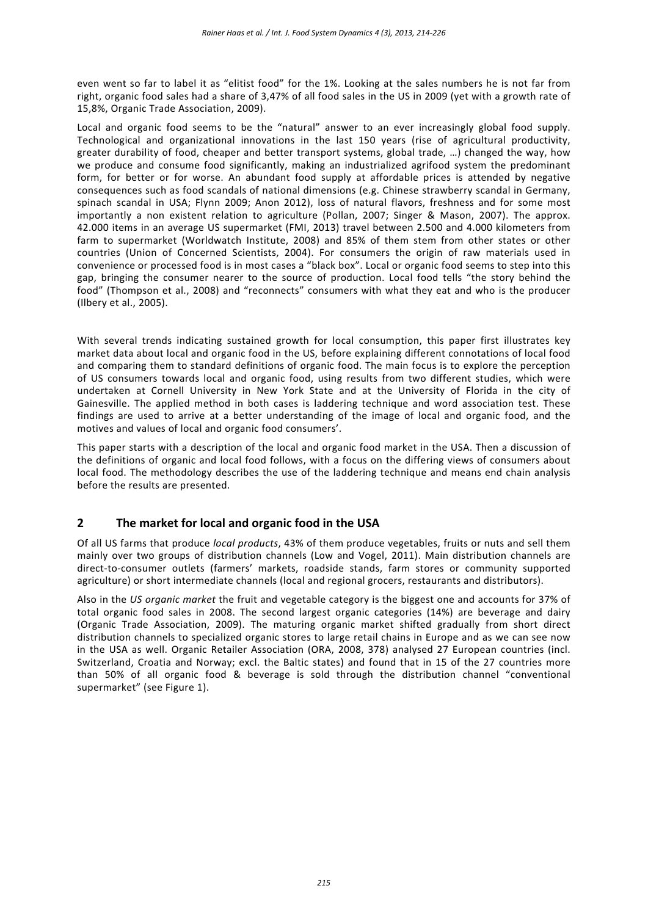even went so far to label it as "elitist food" for the 1%. Looking at the sales numbers he is not far from right, organic food sales had a share of 3,47% of all food sales in the US in 2009 (yet with a growth rate of 15,8%, Organic Trade Association, 2009).

Local and organic food seems to be the "natural" answer to an ever increasingly global food supply. Technological and organizational innovations in the last 150 years (rise of agricultural productivity, greater durability of food, cheaper and better transport systems, global trade, …) changed the way, how we produce and consume food significantly, making an industrialized agrifood system the predominant form, for better or for worse. An abundant food supply at affordable prices is attended by negative consequences such as food scandals of national dimensions (e.g. Chinese strawberry scandal in Germany, spinach scandal in USA; Flynn 2009; Anon 2012), loss of natural flavors, freshness and for some most importantly a non existent relation to agriculture (Pollan, 2007; Singer & Mason, 2007). The approx. 42.000 items in an average US supermarket (FMI, 2013) travel between 2.500 and 4.000 kilometers from farm to supermarket (Worldwatch Institute, 2008) and 85% of them stem from other states or other countries (Union of Concerned Scientists, 2004). For consumers the origin of raw materials used in convenience or processed food is in most cases a "black box". Local or organic food seems to step into this gap, bringing the consumer nearer to the source of production. Local food tells "the story behind the food" (Thompson et al., 2008) and "reconnects" consumers with what they eat and who is the producer (Ilbery et al., 2005).

With several trends indicating sustained growth for local consumption, this paper first illustrates key market data about local and organic food in the US, before explaining different connotations of local food and comparing them to standard definitions of organic food. The main focus is to explore the perception of US consumers towards local and organic food, using results from two different studies, which were undertaken at Cornell University in New York State and at the University of Florida in the city of Gainesville. The applied method in both cases is laddering technique and word association test. These findings are used to arrive at a better understanding of the image of local and organic food, and the motives and values of local and organic food consumers'.

This paper starts with a description of the local and organic food market in the USA. Then a discussion of the definitions of organic and local food follows, with a focus on the differing views of consumers about local food. The methodology describes the use of the laddering technique and means end chain analysis before the results are presented.

## 2 The market for local and organic food in the USA

Of all US farms that produce *local products*, 43% of them produce vegetables, fruits or nuts and sell them mainly over two groups of distribution channels (Low and Vogel, 2011). Main distribution channels are direct-to-consumer outlets (farmers' markets, roadside stands, farm stores or community supported agriculture) or short intermediate channels (local and regional grocers, restaurants and distributors).

Also in the *US organic market* the fruit and vegetable category is the biggest one and accounts for 37% of total organic food sales in 2008. The second largest organic categories (14%) are beverage and dairy (Organic Trade Association, 2009). The maturing organic market shifted gradually from short direct distribution channels to specialized organic stores to large retail chains in Europe and as we can see now in the USA as well. Organic Retailer Association (ORA, 2008, 378) analysed 27 European countries (incl. Switzerland, Croatia and Norway; excl. the Baltic states) and found that in 15 of the 27 countries more than 50% of all organic food & beverage is sold through the distribution channel "conventional supermarket" (see Figure 1).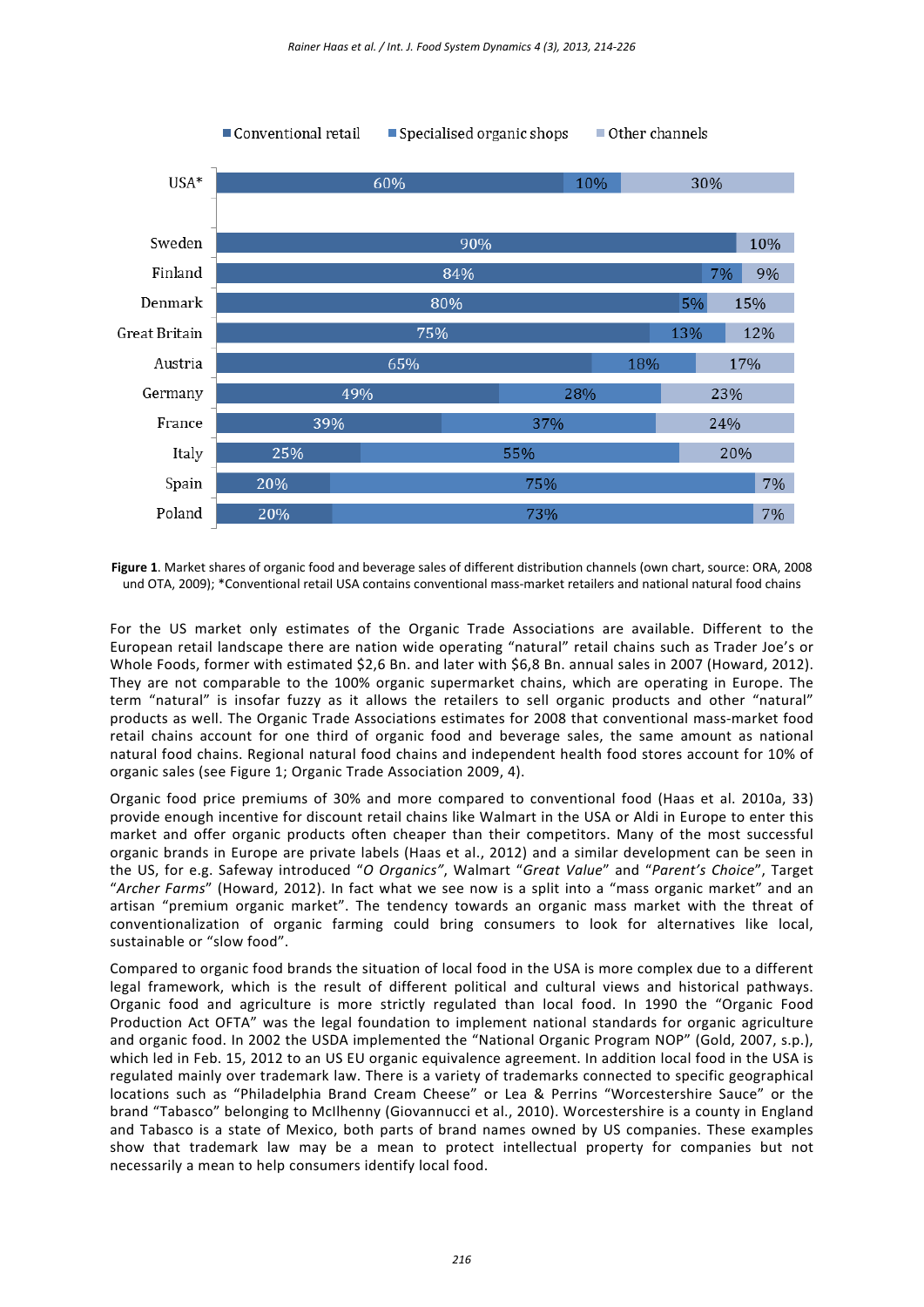| Country | Conventional retail | Specialised organic shops | Other channels |
|---|---|---|---|
| USA* | 60% | 10% | 30% |
| Sweden | 90% | | 10% |
| Finland | 84% | 7% | 9% |
| Denmark | 80% | 5% | 15% |
| Great Britain | 75% | 13% | 12% |
| Austria | 65% | 18% | 17% |
| Germany | 49% | 28% | 23% |
| France | 39% | 37% | 24% |
| Italy | 25% | 55% | 20% |
| Spain | 20% | 75% | 7% |
| Poland | 20% | 73% | 7% |

**Figure 1**. Market shares of organic food and beverage sales of different distribution channels (own chart, source: ORA, 2008 und OTA, 2009); *Conventional retail USA contains conventional mass-market retailers and national natural food chains

For the US market only estimates of the Organic Trade Associations are available. Different to the European retail landscape there are nation wide operating "natural" retail chains such as Trader Joe's or Whole Foods, former with estimated $2,6 Bn. and later with $6,8 Bn. annual sales in 2007 (Howard, 2012). They are not comparable to the 100% organic supermarket chains, which are operating in Europe. The term "natural" is insofar fuzzy as it allows the retailers to sell organic products and other "natural" products as well. The Organic Trade Associations estimates for 2008 that conventional mass-market food retail chains account for one third of organic food and beverage sales, the same amount as national natural food chains. Regional natural food chains and independent health food stores account for 10% of organic sales (see Figure 1; Organic Trade Association 2009, 4).

Organic food price premiums of 30% and more compared to conventional food (Haas et al. 2010a, 33) provide enough incentive for discount retail chains like Walmart in the USA or Aldi in Europe to enter this market and offer organic products often cheaper than their competitors. Many of the most successful organic brands in Europe are private labels (Haas et al., 2012) and a similar development can be seen in the US, for e.g. Safeway introduced "*O Organics"*, Walmart "*Great Value*" and "*Parent's Choice*", Target "*Archer Farms*" (Howard, 2012). In fact what we see now is a split into a "mass organic market" and an artisan "premium organic market". The tendency towards an organic mass market with the threat of conventionalization of organic farming could bring consumers to look for alternatives like local, sustainable or "slow food".

Compared to organic food brands the situation of local food in the USA is more complex due to a different legal framework, which is the result of different political and cultural views and historical pathways. Organic food and agriculture is more strictly regulated than local food. In 1990 the "Organic Food Production Act OFTA" was the legal foundation to implement national standards for organic agriculture and organic food. In 2002 the USDA implemented the "National Organic Program NOP" (Gold, 2007, s.p.), which led in Feb. 15, 2012 to an US EU organic equivalence agreement. In addition local food in the USA is regulated mainly over trademark law. There is a variety of trademarks connected to specific geographical locations such as "Philadelphia Brand Cream Cheese" or Lea & Perrins "Worcestershire Sauce" or the brand "Tabasco" belonging to McIlhenny (Giovannucci et al., 2010). Worcestershire is a county in England and Tabasco is a state of Mexico, both parts of brand names owned by US companies. These examples show that trademark law may be a mean to protect intellectual property for companies but not necessarily a mean to help consumers identify local food.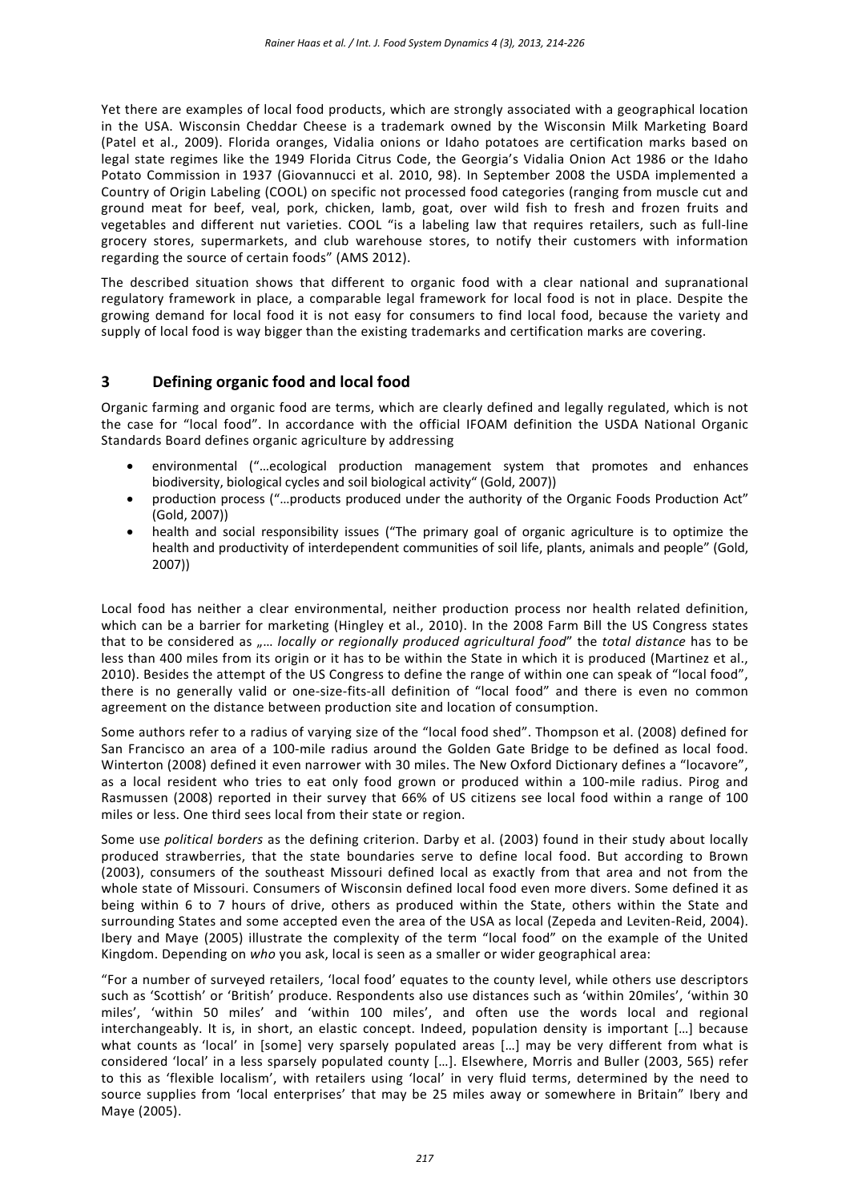Yet there are examples of local food products, which are strongly associated with a geographical location in the USA. Wisconsin Cheddar Cheese is a trademark owned by the Wisconsin Milk Marketing Board (Patel et al., 2009). Florida oranges, Vidalia onions or Idaho potatoes are certification marks based on legal state regimes like the 1949 Florida Citrus Code, the Georgia's Vidalia Onion Act 1986 or the Idaho Potato Commission in 1937 (Giovannucci et al. 2010, 98). In September 2008 the USDA implemented a Country of Origin Labeling (COOL) on specific not processed food categories (ranging from muscle cut and ground meat for beef, veal, pork, chicken, lamb, goat, over wild fish to fresh and frozen fruits and vegetables and different nut varieties. COOL "is a labeling law that requires retailers, such as full-line grocery stores, supermarkets, and club warehouse stores, to notify their customers with information regarding the source of certain foods" (AMS 2012).

The described situation shows that different to organic food with a clear national and supranational regulatory framework in place, a comparable legal framework for local food is not in place. Despite the growing demand for local food it is not easy for consumers to find local food, because the variety and supply of local food is way bigger than the existing trademarks and certification marks are covering.

## 3 Defining organic food and local food

Organic farming and organic food are terms, which are clearly defined and legally regulated, which is not the case for "local food". In accordance with the official IFOAM definition the USDA National Organic Standards Board defines organic agriculture by addressing

- environmental ("…ecological production management system that promotes and enhances biodiversity, biological cycles and soil biological activity" (Gold, 2007))
- production process ("…products produced under the authority of the Organic Foods Production Act" (Gold, 2007))
- health and social responsibility issues ("The primary goal of organic agriculture is to optimize the health and productivity of interdependent communities of soil life, plants, animals and people" (Gold, 2007))

Local food has neither a clear environmental, neither production process nor health related definition, which can be a barrier for marketing (Hingley et al., 2010). In the 2008 Farm Bill the US Congress states that to be considered as „*… locally or regionally produced agricultural food*" the *total distance* has to be less than 400 miles from its origin or it has to be within the State in which it is produced (Martinez et al., 2010). Besides the attempt of the US Congress to define the range of within one can speak of "local food", there is no generally valid or one-size-fits-all definition of "local food" and there is even no common agreement on the distance between production site and location of consumption.

Some authors refer to a radius of varying size of the "local food shed". Thompson et al. (2008) defined for San Francisco an area of a 100-mile radius around the Golden Gate Bridge to be defined as local food. Winterton (2008) defined it even narrower with 30 miles. The New Oxford Dictionary defines a "locavore", as a local resident who tries to eat only food grown or produced within a 100-mile radius. Pirog and Rasmussen (2008) reported in their survey that 66% of US citizens see local food within a range of 100 miles or less. One third sees local from their state or region.

Some use *political borders* as the defining criterion. Darby et al. (2003) found in their study about locally produced strawberries, that the state boundaries serve to define local food. But according to Brown (2003), consumers of the southeast Missouri defined local as exactly from that area and not from the whole state of Missouri. Consumers of Wisconsin defined local food even more divers. Some defined it as being within 6 to 7 hours of drive, others as produced within the State, others within the State and surrounding States and some accepted even the area of the USA as local (Zepeda and Leviten-Reid, 2004). Ibery and Maye (2005) illustrate the complexity of the term "local food" on the example of the United Kingdom. Depending on *who* you ask, local is seen as a smaller or wider geographical area:

"For a number of surveyed retailers, 'local food' equates to the county level, while others use descriptors such as 'Scottish' or 'British' produce. Respondents also use distances such as 'within 20miles', 'within 30 miles', 'within 50 miles' and 'within 100 miles', and often use the words local and regional interchangeably. It is, in short, an elastic concept. Indeed, population density is important […] because what counts as 'local' in [some] very sparsely populated areas […] may be very different from what is considered 'local' in a less sparsely populated county […]. Elsewhere, Morris and Buller (2003, 565) refer to this as 'flexible localism', with retailers using 'local' in very fluid terms, determined by the need to source supplies from 'local enterprises' that may be 25 miles away or somewhere in Britain" Ibery and Maye (2005).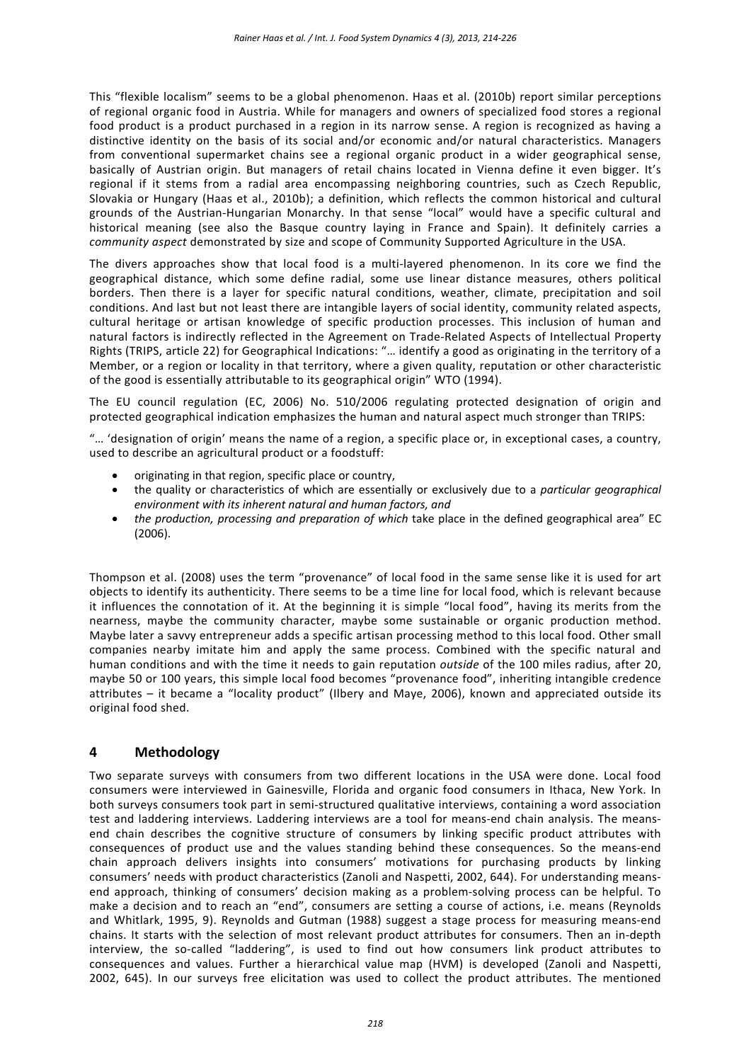This "flexible localism" seems to be a global phenomenon. Haas et al. (2010b) report similar perceptions of regional organic food in Austria. While for managers and owners of specialized food stores a regional food product is a product purchased in a region in its narrow sense. A region is recognized as having a distinctive identity on the basis of its social and/or economic and/or natural characteristics. Managers from conventional supermarket chains see a regional organic product in a wider geographical sense, basically of Austrian origin. But managers of retail chains located in Vienna define it even bigger. It's regional if it stems from a radial area encompassing neighboring countries, such as Czech Republic, Slovakia or Hungary (Haas et al., 2010b); a definition, which reflects the common historical and cultural grounds of the Austrian-Hungarian Monarchy. In that sense "local" would have a specific cultural and historical meaning (see also the Basque country laying in France and Spain). It definitely carries a *community aspect* demonstrated by size and scope of Community Supported Agriculture in the USA.

The divers approaches show that local food is a multi-layered phenomenon. In its core we find the geographical distance, which some define radial, some use linear distance measures, others political borders. Then there is a layer for specific natural conditions, weather, climate, precipitation and soil conditions. And last but not least there are intangible layers of social identity, community related aspects, cultural heritage or artisan knowledge of specific production processes. This inclusion of human and natural factors is indirectly reflected in the Agreement on Trade-Related Aspects of Intellectual Property Rights (TRIPS, article 22) for Geographical Indications: "… identify a good as originating in the territory of a Member, or a region or locality in that territory, where a given quality, reputation or other characteristic of the good is essentially attributable to its geographical origin" WTO (1994).

The EU council regulation (EC, 2006) No. 510/2006 regulating protected designation of origin and protected geographical indication emphasizes the human and natural aspect much stronger than TRIPS:

"… 'designation of origin' means the name of a region, a specific place or, in exceptional cases, a country, used to describe an agricultural product or a foodstuff:

- originating in that region, specific place or country,
- the quality or characteristics of which are essentially or exclusively due to a *particular geographical environment with its inherent natural and human factors, and*
- *the production, processing and preparation of which* take place in the defined geographical area" EC (2006).

Thompson et al. (2008) uses the term "provenance" of local food in the same sense like it is used for art objects to identify its authenticity. There seems to be a time line for local food, which is relevant because it influences the connotation of it. At the beginning it is simple "local food", having its merits from the nearness, maybe the community character, maybe some sustainable or organic production method. Maybe later a savvy entrepreneur adds a specific artisan processing method to this local food. Other small companies nearby imitate him and apply the same process. Combined with the specific natural and human conditions and with the time it needs to gain reputation *outside* of the 100 miles radius, after 20, maybe 50 or 100 years, this simple local food becomes "provenance food", inheriting intangible credence attributes – it became a "locality product" (Ilbery and Maye, 2006), known and appreciated outside its original food shed.

## 4 Methodology

Two separate surveys with consumers from two different locations in the USA were done. Local food consumers were interviewed in Gainesville, Florida and organic food consumers in Ithaca, New York. In both surveys consumers took part in semi-structured qualitative interviews, containing a word association test and laddering interviews. Laddering interviews are a tool for means-end chain analysis. The means-end chain describes the cognitive structure of consumers by linking specific product attributes with consequences of product use and the values standing behind these consequences. So the means-end chain approach delivers insights into consumers' motivations for purchasing products by linking consumers' needs with product characteristics (Zanoli and Naspetti, 2002, 644). For understanding means-end approach, thinking of consumers' decision making as a problem-solving process can be helpful. To make a decision and to reach an "end", consumers are setting a course of actions, i.e. means (Reynolds and Whitlark, 1995, 9). Reynolds and Gutman (1988) suggest a stage process for measuring means-end chains. It starts with the selection of most relevant product attributes for consumers. Then an in-depth interview, the so-called "laddering", is used to find out how consumers link product attributes to consequences and values. Further a hierarchical value map (HVM) is developed (Zanoli and Naspetti, 2002, 645). In our surveys free elicitation was used to collect the product attributes. The mentioned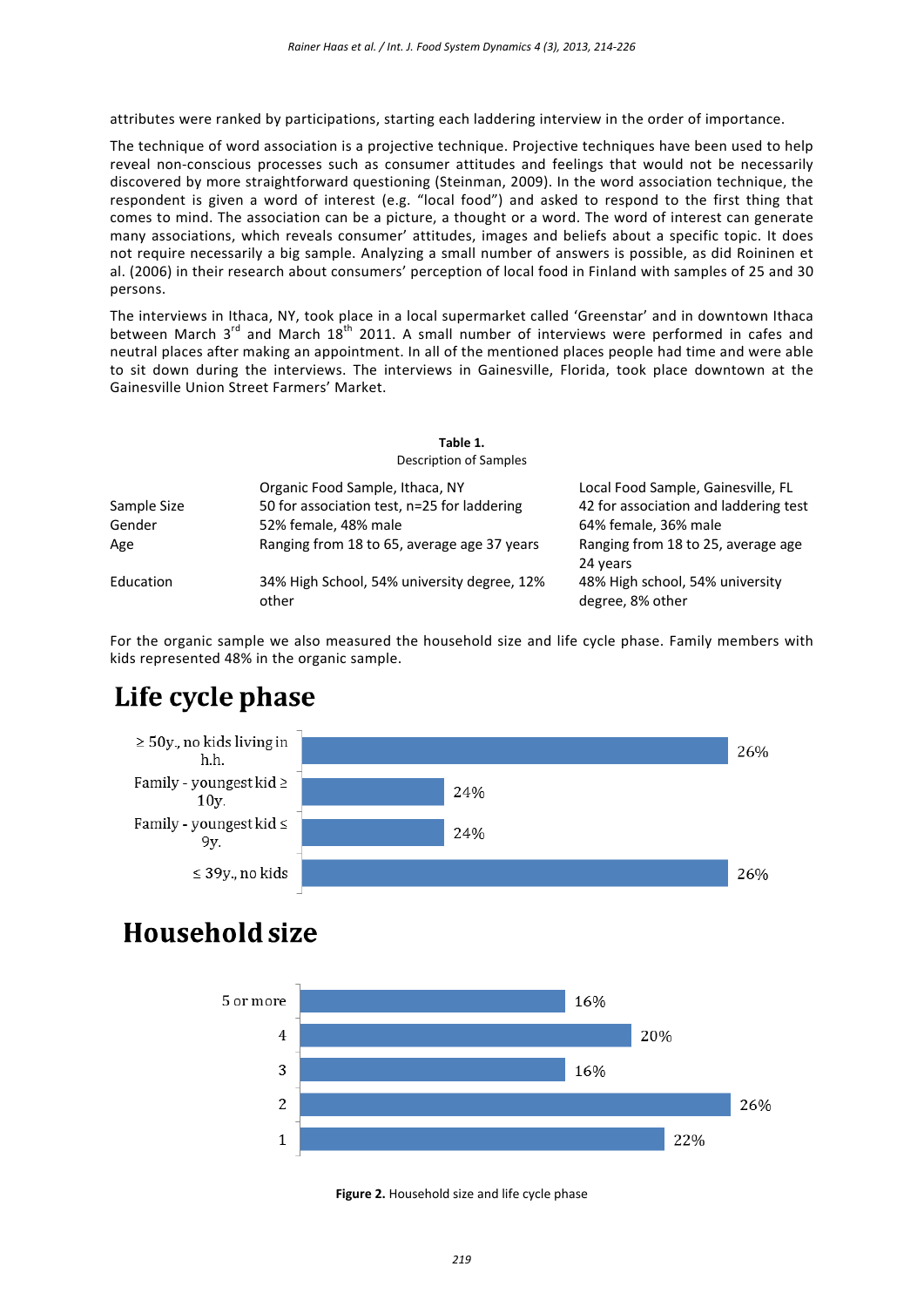attributes were ranked by participations, starting each laddering interview in the order of importance.

The technique of word association is a projective technique. Projective techniques have been used to help reveal non-conscious processes such as consumer attitudes and feelings that would not be necessarily discovered by more straightforward questioning (Steinman, 2009). In the word association technique, the respondent is given a word of interest (e.g. "local food") and asked to respond to the first thing that comes to mind. The association can be a picture, a thought or a word. The word of interest can generate many associations, which reveals consumer' attitudes, images and beliefs about a specific topic. It does not require necessarily a big sample. Analyzing a small number of answers is possible, as did Roininen et al. (2006) in their research about consumers' perception of local food in Finland with samples of 25 and 30 persons.

The interviews in Ithaca, NY, took place in a local supermarket called 'Greenstar' and in downtown Ithaca between March 3rd and March 18th 2011. A small number of interviews were performed in cafes and neutral places after making an appointment. In all of the mentioned places people had time and were able to sit down during the interviews. The interviews in Gainesville, Florida, took place downtown at the Gainesville Union Street Farmers' Market.

**Table 1.**
Description of Samples

| | Organic Food Sample, Ithaca, NY | Local Food Sample, Gainesville, FL |
|---|---|---|
| Sample Size | 50 for association test, n=25 for laddering | 42 for association and laddering test |
| Gender | 52% female, 48% male | 64% female, 36% male |
| Age | Ranging from 18 to 65, average age 37 years | Ranging from 18 to 25, average age 24 years |
| Education | 34% High School, 54% university degree, 12% other | 48% High school, 54% university degree, 8% other |

For the organic sample we also measured the household size and life cycle phase. Family members with kids represented 48% in the organic sample.

**Life cycle phase**

| Life cycle phase | % |
|---|---|
| ≥ 50y., no kids living in h.h. | 26% |
| Family - youngest kid ≥ 10y. | 24% |
| Family - youngest kid ≤ 9y. | 24% |
| ≤ 39y., no kids | 26% |

**Household size**

| Household size | % |
|---|---|
| 5 or more | 16% |
| 4 | 20% |
| 3 | 16% |
| 2 | 26% |
| 1 | 22% |

**Figure 2.** Household size and life cycle phase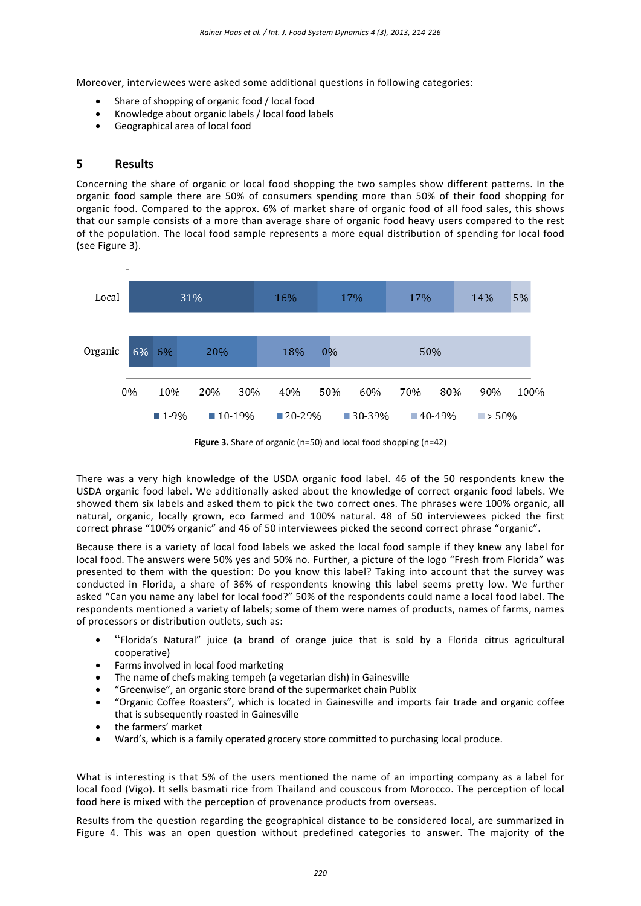Moreover, interviewees were asked some additional questions in following categories:

- Share of shopping of organic food / local food
- Knowledge about organic labels / local food labels
- Geographical area of local food

## 5 Results

Concerning the share of organic or local food shopping the two samples show different patterns. In the organic food sample there are 50% of consumers spending more than 50% of their food shopping for organic food. Compared to the approx. 6% of market share of organic food of all food sales, this shows that our sample consists of a more than average share of organic food heavy users compared to the rest of the population. The local food sample represents a more equal distribution of spending for local food (see Figure 3).

| | 1-9% | 10-19% | 20-29% | 30-39% | 40-49% | > 50% |
|---|---|---|---|---|---|---|
| Local | 31% | 16% | 17% | 17% | 14% | 5% |
| Organic | 6% | 6% | 20% | 18% | 0% | 50% |

**Figure 3.** Share of organic (n=50) and local food shopping (n=42)

There was a very high knowledge of the USDA organic food label. 46 of the 50 respondents knew the USDA organic food label. We additionally asked about the knowledge of correct organic food labels. We showed them six labels and asked them to pick the two correct ones. The phrases were 100% organic, all natural, organic, locally grown, eco farmed and 100% natural. 48 of 50 interviewees picked the first correct phrase "100% organic" and 46 of 50 interviewees picked the second correct phrase "organic".

Because there is a variety of local food labels we asked the local food sample if they knew any label for local food. The answers were 50% yes and 50% no. Further, a picture of the logo "Fresh from Florida" was presented to them with the question: Do you know this label? Taking into account that the survey was conducted in Florida, a share of 36% of respondents knowing this label seems pretty low. We further asked "Can you name any label for local food?" 50% of the respondents could name a local food label. The respondents mentioned a variety of labels; some of them were names of products, names of farms, names of processors or distribution outlets, such as:

- "Florida's Natural" juice (a brand of orange juice that is sold by a Florida citrus agricultural cooperative)
- Farms involved in local food marketing
- The name of chefs making tempeh (a vegetarian dish) in Gainesville
- "Greenwise", an organic store brand of the supermarket chain Publix
- "Organic Coffee Roasters", which is located in Gainesville and imports fair trade and organic coffee that is subsequently roasted in Gainesville
- the farmers' market
- Ward's, which is a family operated grocery store committed to purchasing local produce.

What is interesting is that 5% of the users mentioned the name of an importing company as a label for local food (Vigo). It sells basmati rice from Thailand and couscous from Morocco. The perception of local food here is mixed with the perception of provenance products from overseas.

Results from the question regarding the geographical distance to be considered local, are summarized in Figure 4. This was an open question without predefined categories to answer. The majority of the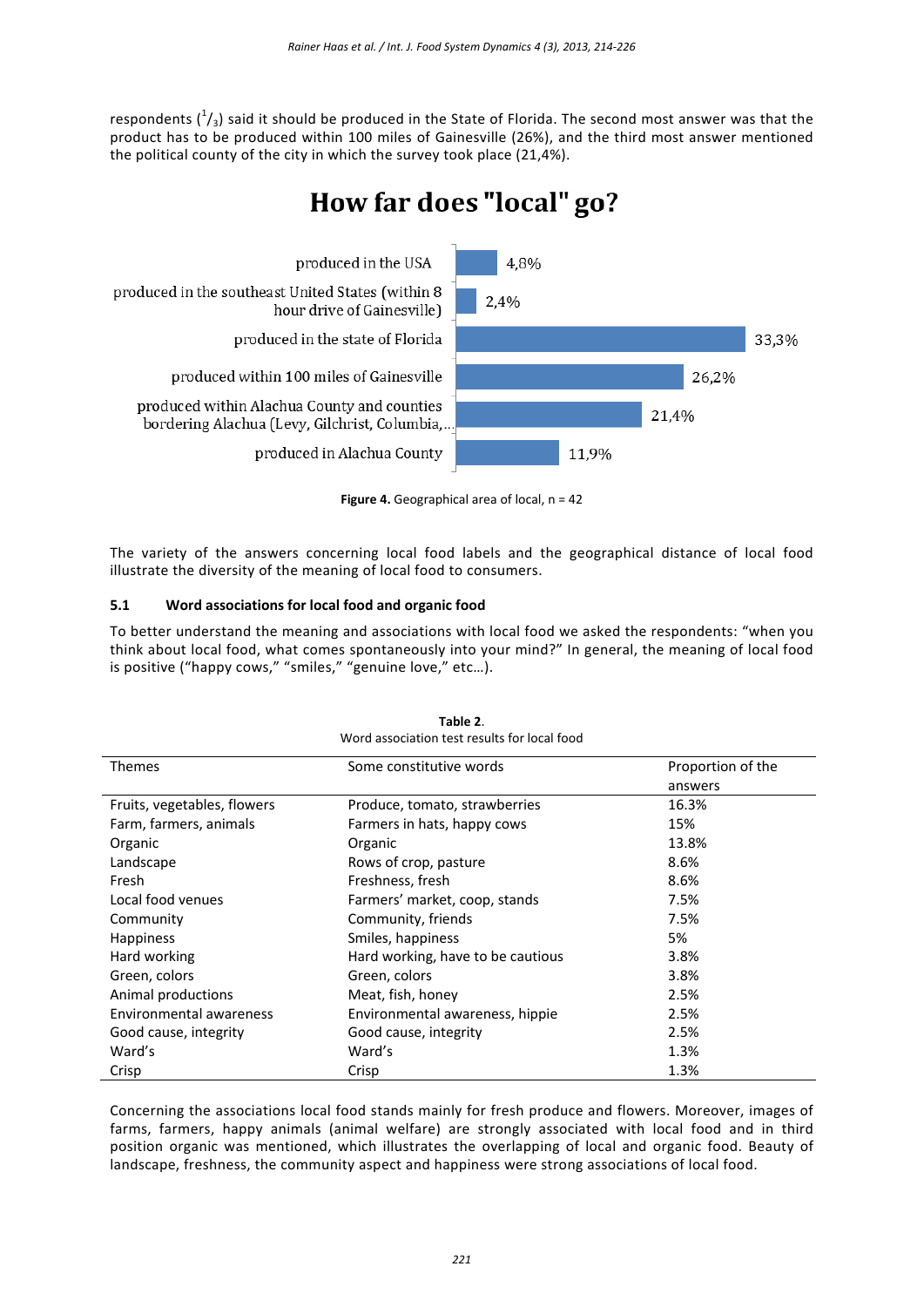respondents ($^{1}/_{3}$) said it should be produced in the State of Florida. The second most answer was that the product has to be produced within 100 miles of Gainesville (26%), and the third most answer mentioned the political county of the city in which the survey took place (21,4%).

**How far does "local" go?**

| Category | Share |
|---|---|
| produced in the USA | 4,8% |
| produced in the southeast United States (within 8 hour drive of Gainesville) | 2,4% |
| produced in the state of Florida | 33,3% |
| produced within 100 miles of Gainesville | 26,2% |
| produced within Alachua County and counties bordering Alachua (Levy, Gilchrist, Columbia,... | 21,4% |
| produced in Alachua County | 11,9% |

**Figure 4.** Geographical area of local, n = 42

The variety of the answers concerning local food labels and the geographical distance of local food illustrate the diversity of the meaning of local food to consumers.

### 5.1 Word associations for local food and organic food

To better understand the meaning and associations with local food we asked the respondents: "when you think about local food, what comes spontaneously into your mind?" In general, the meaning of local food is positive ("happy cows," "smiles," "genuine love," etc…).

**Table 2**.
Word association test results for local food

| Themes | Some constitutive words | Proportion of the answers |
|---|---|---|
| Fruits, vegetables, flowers | Produce, tomato, strawberries | 16.3% |
| Farm, farmers, animals | Farmers in hats, happy cows | 15% |
| Organic | Organic | 13.8% |
| Landscape | Rows of crop, pasture | 8.6% |
| Fresh | Freshness, fresh | 8.6% |
| Local food venues | Farmers' market, coop, stands | 7.5% |
| Community | Community, friends | 7.5% |
| Happiness | Smiles, happiness | 5% |
| Hard working | Hard working, have to be cautious | 3.8% |
| Green, colors | Green, colors | 3.8% |
| Animal productions | Meat, fish, honey | 2.5% |
| Environmental awareness | Environmental awareness, hippie | 2.5% |
| Good cause, integrity | Good cause, integrity | 2.5% |
| Ward's | Ward's | 1.3% |
| Crisp | Crisp | 1.3% |

Concerning the associations local food stands mainly for fresh produce and flowers. Moreover, images of farms, farmers, happy animals (animal welfare) are strongly associated with local food and in third position organic was mentioned, which illustrates the overlapping of local and organic food. Beauty of landscape, freshness, the community aspect and happiness were strong associations of local food.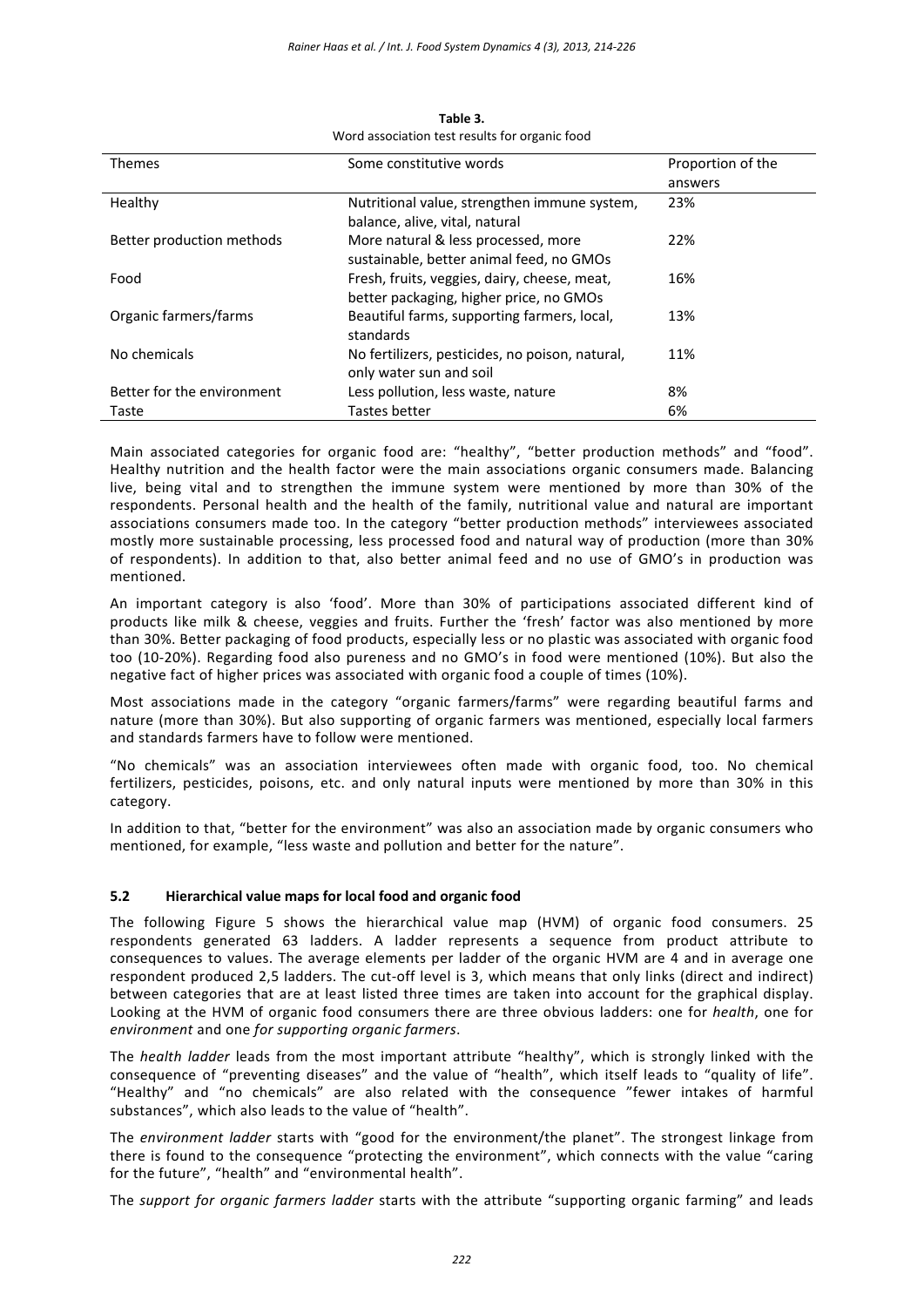**Table 3.**
Word association test results for organic food

| Themes | Some constitutive words | Proportion of the answers |
|---|---|---|
| Healthy | Nutritional value, strengthen immune system, balance, alive, vital, natural | 23% |
| Better production methods | More natural & less processed, more sustainable, better animal feed, no GMOs | 22% |
| Food | Fresh, fruits, veggies, dairy, cheese, meat, better packaging, higher price, no GMOs | 16% |
| Organic farmers/farms | Beautiful farms, supporting farmers, local, standards | 13% |
| No chemicals | No fertilizers, pesticides, no poison, natural, only water sun and soil | 11% |
| Better for the environment | Less pollution, less waste, nature | 8% |
| Taste | Tastes better | 6% |

Main associated categories for organic food are: "healthy", "better production methods" and "food". Healthy nutrition and the health factor were the main associations organic consumers made. Balancing live, being vital and to strengthen the immune system were mentioned by more than 30% of the respondents. Personal health and the health of the family, nutritional value and natural are important associations consumers made too. In the category "better production methods" interviewees associated mostly more sustainable processing, less processed food and natural way of production (more than 30% of respondents). In addition to that, also better animal feed and no use of GMO's in production was mentioned.

An important category is also 'food'. More than 30% of participations associated different kind of products like milk & cheese, veggies and fruits. Further the 'fresh' factor was also mentioned by more than 30%. Better packaging of food products, especially less or no plastic was associated with organic food too (10-20%). Regarding food also pureness and no GMO's in food were mentioned (10%). But also the negative fact of higher prices was associated with organic food a couple of times (10%).

Most associations made in the category "organic farmers/farms" were regarding beautiful farms and nature (more than 30%). But also supporting of organic farmers was mentioned, especially local farmers and standards farmers have to follow were mentioned.

"No chemicals" was an association interviewees often made with organic food, too. No chemical fertilizers, pesticides, poisons, etc. and only natural inputs were mentioned by more than 30% in this category.

In addition to that, "better for the environment" was also an association made by organic consumers who mentioned, for example, "less waste and pollution and better for the nature".

### 5.2 Hierarchical value maps for local food and organic food

The following Figure 5 shows the hierarchical value map (HVM) of organic food consumers. 25 respondents generated 63 ladders. A ladder represents a sequence from product attribute to consequences to values. The average elements per ladder of the organic HVM are 4 and in average one respondent produced 2,5 ladders. The cut-off level is 3, which means that only links (direct and indirect) between categories that are at least listed three times are taken into account for the graphical display. Looking at the HVM of organic food consumers there are three obvious ladders: one for *health*, one for *environment* and one *for supporting organic farmers*.

The *health ladder* leads from the most important attribute "healthy", which is strongly linked with the consequence of "preventing diseases" and the value of "health", which itself leads to "quality of life". "Healthy" and "no chemicals" are also related with the consequence "fewer intakes of harmful substances", which also leads to the value of "health".

The *environment ladder* starts with "good for the environment/the planet". The strongest linkage from there is found to the consequence "protecting the environment", which connects with the value "caring for the future", "health" and "environmental health".

The *support for organic farmers ladder* starts with the attribute "supporting organic farming" and leads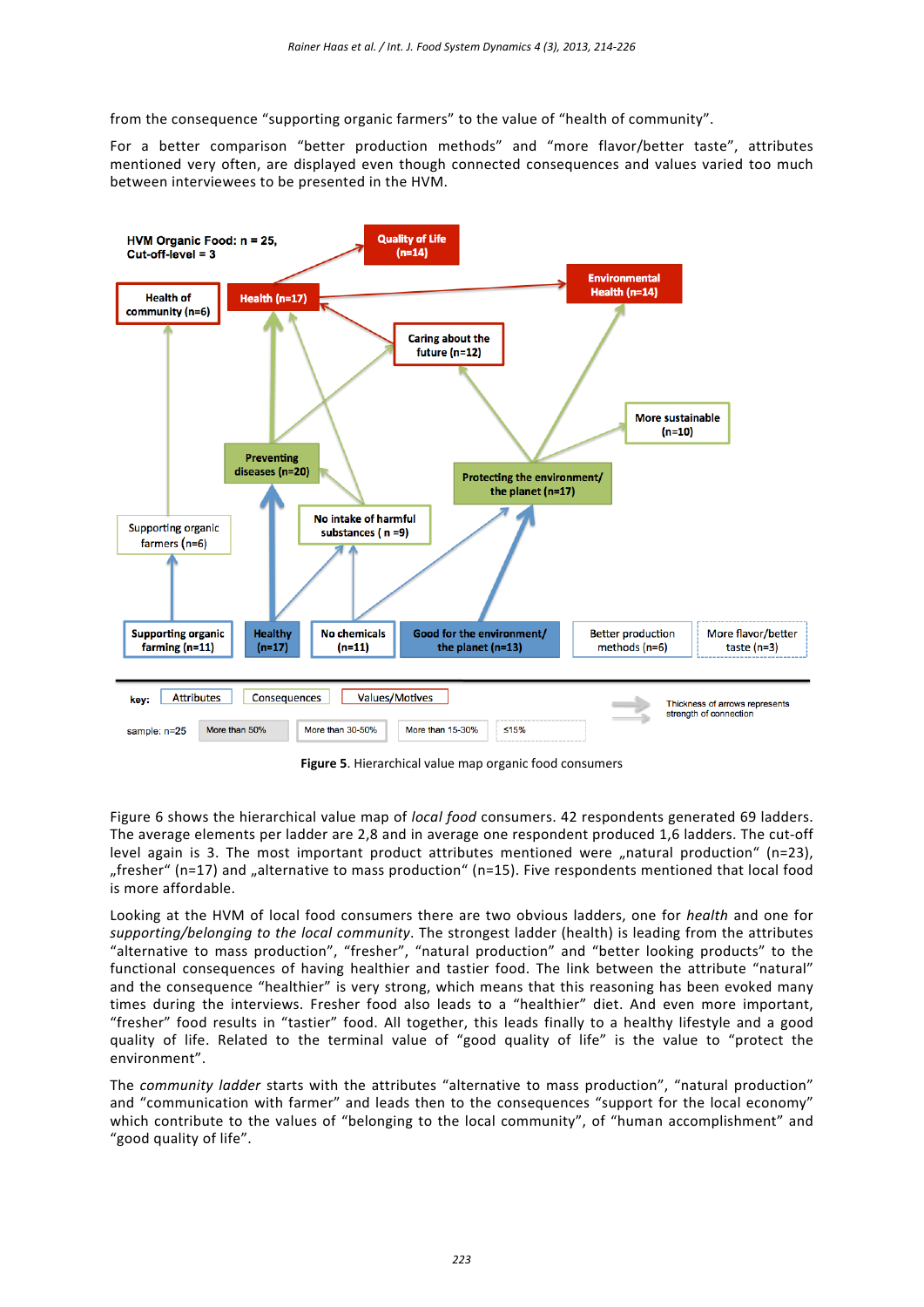from the consequence "supporting organic farmers" to the value of "health of community".

For a better comparison "better production methods" and "more flavor/better taste", attributes mentioned very often, are displayed even though connected consequences and values varied too much between interviewees to be presented in the HVM.

**Figure 5**. Hierarchical value map organic food consumers

Figure 6 shows the hierarchical value map of *local food* consumers. 42 respondents generated 69 ladders. The average elements per ladder are 2,8 and in average one respondent produced 1,6 ladders. The cut-off level again is 3. The most important product attributes mentioned were „natural production" (n=23), „fresher" (n=17) and „alternative to mass production" (n=15). Five respondents mentioned that local food is more affordable.

Looking at the HVM of local food consumers there are two obvious ladders, one for *health* and one for *supporting/belonging to the local community*. The strongest ladder (health) is leading from the attributes "alternative to mass production", "fresher", "natural production" and "better looking products" to the functional consequences of having healthier and tastier food. The link between the attribute "natural" and the consequence "healthier" is very strong, which means that this reasoning has been evoked many times during the interviews. Fresher food also leads to a "healthier" diet. And even more important, "fresher" food results in "tastier" food. All together, this leads finally to a healthy lifestyle and a good quality of life. Related to the terminal value of "good quality of life" is the value to "protect the environment".

The *community ladder* starts with the attributes "alternative to mass production", "natural production" and "communication with farmer" and leads then to the consequences "support for the local economy" which contribute to the values of "belonging to the local community", of "human accomplishment" and "good quality of life".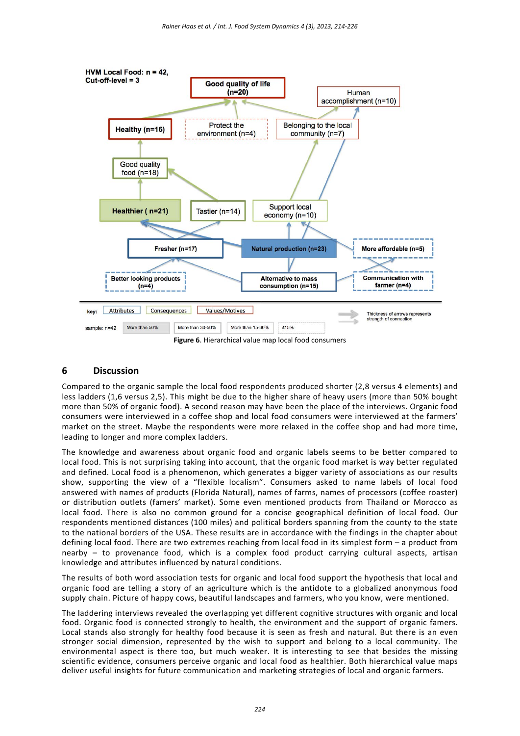HVM Local Food: n = 42, Cut-off-level = 3

Good quality of life (n=20)

Human accomplishment (n=10)

Healthy (n=16)

Protect the environment (n=4)

Belonging to the local community (n=7)

Good quality food (n=18)

Healthier ( n=21)

Tastier (n=14)

Support local economy (n=10)

Fresher (n=17)

Natural production (n=23)

More affordable (n=5)

Better looking products (n=4)

Alternative to mass consumption (n=15)

Communication with farmer (n=4)

key: Attributes | Consequences | Values/Motives

Thickness of arrows represents strength of connection

sample: n=42 | More than 50% | More than 30-50% | More than 15-30% | ≤15%

**Figure 6**. Hierarchical value map local food consumers

## 6 Discussion

Compared to the organic sample the local food respondents produced shorter (2,8 versus 4 elements) and less ladders (1,6 versus 2,5). This might be due to the higher share of heavy users (more than 50% bought more than 50% of organic food). A second reason may have been the place of the interviews. Organic food consumers were interviewed in a coffee shop and local food consumers were interviewed at the farmers' market on the street. Maybe the respondents were more relaxed in the coffee shop and had more time, leading to longer and more complex ladders.

The knowledge and awareness about organic food and organic labels seems to be better compared to local food. This is not surprising taking into account, that the organic food market is way better regulated and defined. Local food is a phenomenon, which generates a bigger variety of associations as our results show, supporting the view of a "flexible localism". Consumers asked to name labels of local food answered with names of products (Florida Natural), names of farms, names of processors (coffee roaster) or distribution outlets (famers' market). Some even mentioned products from Thailand or Morocco as local food. There is also no common ground for a concise geographical definition of local food. Our respondents mentioned distances (100 miles) and political borders spanning from the county to the state to the national borders of the USA. These results are in accordance with the findings in the chapter about defining local food. There are two extremes reaching from local food in its simplest form – a product from nearby – to provenance food, which is a complex food product carrying cultural aspects, artisan knowledge and attributes influenced by natural conditions.

The results of both word association tests for organic and local food support the hypothesis that local and organic food are telling a story of an agriculture which is the antidote to a globalized anonymous food supply chain. Picture of happy cows, beautiful landscapes and farmers, who you know, were mentioned.

The laddering interviews revealed the overlapping yet different cognitive structures with organic and local food. Organic food is connected strongly to health, the environment and the support of organic famers. Local stands also strongly for healthy food because it is seen as fresh and natural. But there is an even stronger social dimension, represented by the wish to support and belong to a local community. The environmental aspect is there too, but much weaker. It is interesting to see that besides the missing scientific evidence, consumers perceive organic and local food as healthier. Both hierarchical value maps deliver useful insights for future communication and marketing strategies of local and organic farmers.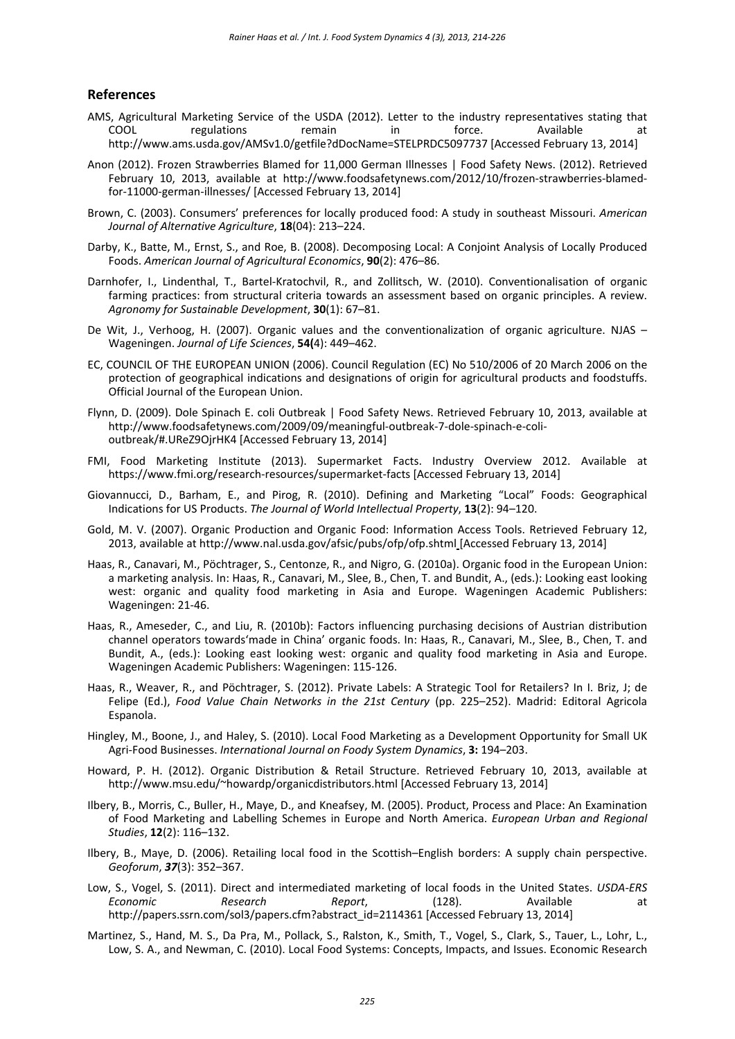## References

AMS, Agricultural Marketing Service of the USDA (2012). Letter to the industry representatives stating that COOL regulations remain in force. Available at http://www.ams.usda.gov/AMSv1.0/getfile?dDocName=STELPRDC5097737 [Accessed February 13, 2014]

Anon (2012). Frozen Strawberries Blamed for 11,000 German Illnesses | Food Safety News. (2012). Retrieved February 10, 2013, available at http://www.foodsafetynews.com/2012/10/frozen-strawberries-blamed-for-11000-german-illnesses/ [Accessed February 13, 2014]

Brown, C. (2003). Consumers' preferences for locally produced food: A study in southeast Missouri. *American Journal of Alternative Agriculture*, **18**(04): 213–224.

Darby, K., Batte, M., Ernst, S., and Roe, B. (2008). Decomposing Local: A Conjoint Analysis of Locally Produced Foods. *American Journal of Agricultural Economics*, **90**(2): 476–86.

Darnhofer, I., Lindenthal, T., Bartel-Kratochvil, R., and Zollitsch, W. (2010). Conventionalisation of organic farming practices: from structural criteria towards an assessment based on organic principles. A review. *Agronomy for Sustainable Development*, **30**(1): 67–81.

De Wit, J., Verhoog, H. (2007). Organic values and the conventionalization of organic agriculture. NJAS – Wageningen. *Journal of Life Sciences*, **54(**4): 449–462.

EC, COUNCIL OF THE EUROPEAN UNION (2006). Council Regulation (EC) No 510/2006 of 20 March 2006 on the protection of geographical indications and designations of origin for agricultural products and foodstuffs. Official Journal of the European Union.

Flynn, D. (2009). Dole Spinach E. coli Outbreak | Food Safety News. Retrieved February 10, 2013, available at http://www.foodsafetynews.com/2009/09/meaningful-outbreak-7-dole-spinach-e-coli-outbreak/#.UReZ9OjrHK4 [Accessed February 13, 2014]

FMI, Food Marketing Institute (2013). Supermarket Facts. Industry Overview 2012. Available at https://www.fmi.org/research-resources/supermarket-facts [Accessed February 13, 2014]

Giovannucci, D., Barham, E., and Pirog, R. (2010). Defining and Marketing "Local" Foods: Geographical Indications for US Products. *The Journal of World Intellectual Property*, **13**(2): 94–120.

Gold, M. V. (2007). Organic Production and Organic Food: Information Access Tools. Retrieved February 12, 2013, available at http://www.nal.usda.gov/afsic/pubs/ofp/ofp.shtml [Accessed February 13, 2014]

Haas, R., Canavari, M., Pöchtrager, S., Centonze, R., and Nigro, G. (2010a). Organic food in the European Union: a marketing analysis. In: Haas, R., Canavari, M., Slee, B., Chen, T. and Bundit, A., (eds.): Looking east looking west: organic and quality food marketing in Asia and Europe. Wageningen Academic Publishers: Wageningen: 21-46.

Haas, R., Ameseder, C., and Liu, R. (2010b): Factors influencing purchasing decisions of Austrian distribution channel operators towards'made in China' organic foods. In: Haas, R., Canavari, M., Slee, B., Chen, T. and Bundit, A., (eds.): Looking east looking west: organic and quality food marketing in Asia and Europe. Wageningen Academic Publishers: Wageningen: 115-126.

Haas, R., Weaver, R., and Pöchtrager, S. (2012). Private Labels: A Strategic Tool for Retailers? In I. Briz, J; de Felipe (Ed.), *Food Value Chain Networks in the 21st Century* (pp. 225–252). Madrid: Editoral Agricola Espanola.

Hingley, M., Boone, J., and Haley, S. (2010). Local Food Marketing as a Development Opportunity for Small UK Agri-Food Businesses. *International Journal on Foody System Dynamics*, **3:** 194–203.

Howard, P. H. (2012). Organic Distribution & Retail Structure. Retrieved February 10, 2013, available at http://www.msu.edu/~howardp/organicdistributors.html [Accessed February 13, 2014]

Ilbery, B., Morris, C., Buller, H., Maye, D., and Kneafsey, M. (2005). Product, Process and Place: An Examination of Food Marketing and Labelling Schemes in Europe and North America. *European Urban and Regional Studies*, **12**(2): 116–132.

Ilbery, B., Maye, D. (2006). Retailing local food in the Scottish–English borders: A supply chain perspective. *Geoforum*, ***37***(3): 352–367.

Low, S., Vogel, S. (2011). Direct and intermediated marketing of local foods in the United States. *USDA-ERS Economic Research Report*, (128). Available at http://papers.ssrn.com/sol3/papers.cfm?abstract_id=2114361 [Accessed February 13, 2014]

Martinez, S., Hand, M. S., Da Pra, M., Pollack, S., Ralston, K., Smith, T., Vogel, S., Clark, S., Tauer, L., Lohr, L., Low, S. A., and Newman, C. (2010). Local Food Systems: Concepts, Impacts, and Issues. Economic Research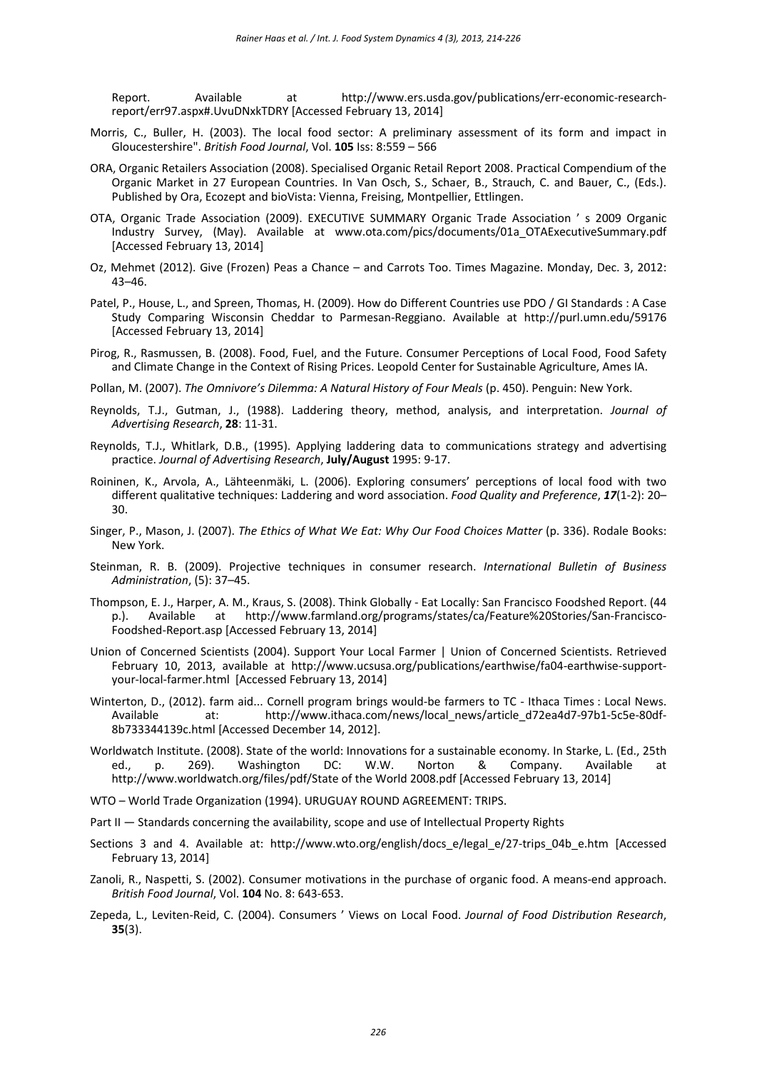Report. Available at http://www.ers.usda.gov/publications/err-economic-research-report/err97.aspx#.UvuDNxkTDRY [Accessed February 13, 2014]

Morris, C., Buller, H. (2003). The local food sector: A preliminary assessment of its form and impact in Gloucestershire". *British Food Journal*, Vol. **105** Iss: 8:559 – 566

ORA, Organic Retailers Association (2008). Specialised Organic Retail Report 2008. Practical Compendium of the Organic Market in 27 European Countries. In Van Osch, S., Schaer, B., Strauch, C. and Bauer, C., (Eds.). Published by Ora, Ecozept and bioVista: Vienna, Freising, Montpellier, Ettlingen.

OTA, Organic Trade Association (2009). EXECUTIVE SUMMARY Organic Trade Association ' s 2009 Organic Industry Survey, (May). Available at www.ota.com/pics/documents/01a_OTAExecutiveSummary.pdf [Accessed February 13, 2014]

Oz, Mehmet (2012). Give (Frozen) Peas a Chance – and Carrots Too. Times Magazine. Monday, Dec. 3, 2012: 43–46.

Patel, P., House, L., and Spreen, Thomas, H. (2009). How do Different Countries use PDO / GI Standards : A Case Study Comparing Wisconsin Cheddar to Parmesan-Reggiano. Available at http://purl.umn.edu/59176 [Accessed February 13, 2014]

Pirog, R., Rasmussen, B. (2008). Food, Fuel, and the Future. Consumer Perceptions of Local Food, Food Safety and Climate Change in the Context of Rising Prices. Leopold Center for Sustainable Agriculture, Ames IA.

Pollan, M. (2007). *The Omnivore's Dilemma: A Natural History of Four Meals* (p. 450). Penguin: New York.

Reynolds, T.J., Gutman, J., (1988). Laddering theory, method, analysis, and interpretation. *Journal of Advertising Research*, **28**: 11-31.

Reynolds, T.J., Whitlark, D.B., (1995). Applying laddering data to communications strategy and advertising practice. *Journal of Advertising Research*, **July/August** 1995: 9-17.

Roininen, K., Arvola, A., Lähteenmäki, L. (2006). Exploring consumers' perceptions of local food with two different qualitative techniques: Laddering and word association. *Food Quality and Preference*, ***17***(1-2): 20–30.

Singer, P., Mason, J. (2007). *The Ethics of What We Eat: Why Our Food Choices Matter* (p. 336). Rodale Books: New York.

Steinman, R. B. (2009). Projective techniques in consumer research. *International Bulletin of Business Administration*, (5): 37–45.

Thompson, E. J., Harper, A. M., Kraus, S. (2008). Think Globally - Eat Locally: San Francisco Foodshed Report. (44 p.). Available at http://www.farmland.org/programs/states/ca/Feature%20Stories/San-Francisco-Foodshed-Report.asp [Accessed February 13, 2014]

Union of Concerned Scientists (2004). Support Your Local Farmer | Union of Concerned Scientists. Retrieved February 10, 2013, available at http://www.ucsusa.org/publications/earthwise/fa04-earthwise-support-your-local-farmer.html [Accessed February 13, 2014]

Winterton, D., (2012). farm aid... Cornell program brings would-be farmers to TC - Ithaca Times : Local News. Available at: http://www.ithaca.com/news/local_news/article_d72ea4d7-97b1-5c5e-80df-8b733344139c.html [Accessed December 14, 2012].

Worldwatch Institute. (2008). State of the world: Innovations for a sustainable economy. In Starke, L. (Ed., 25th ed., p. 269). Washington DC: W.W. Norton & Company. Available at http://www.worldwatch.org/files/pdf/State of the World 2008.pdf [Accessed February 13, 2014]

WTO – World Trade Organization (1994). URUGUAY ROUND AGREEMENT: TRIPS.

Part II — Standards concerning the availability, scope and use of Intellectual Property Rights

Sections 3 and 4. Available at: http://www.wto.org/english/docs_e/legal_e/27-trips_04b_e.htm [Accessed February 13, 2014]

Zanoli, R., Naspetti, S. (2002). Consumer motivations in the purchase of organic food. A means-end approach. *British Food Journal*, Vol. **104** No. 8: 643-653.

Zepeda, L., Leviten-Reid, C. (2004). Consumers ' Views on Local Food. *Journal of Food Distribution Research*, **35**(3).